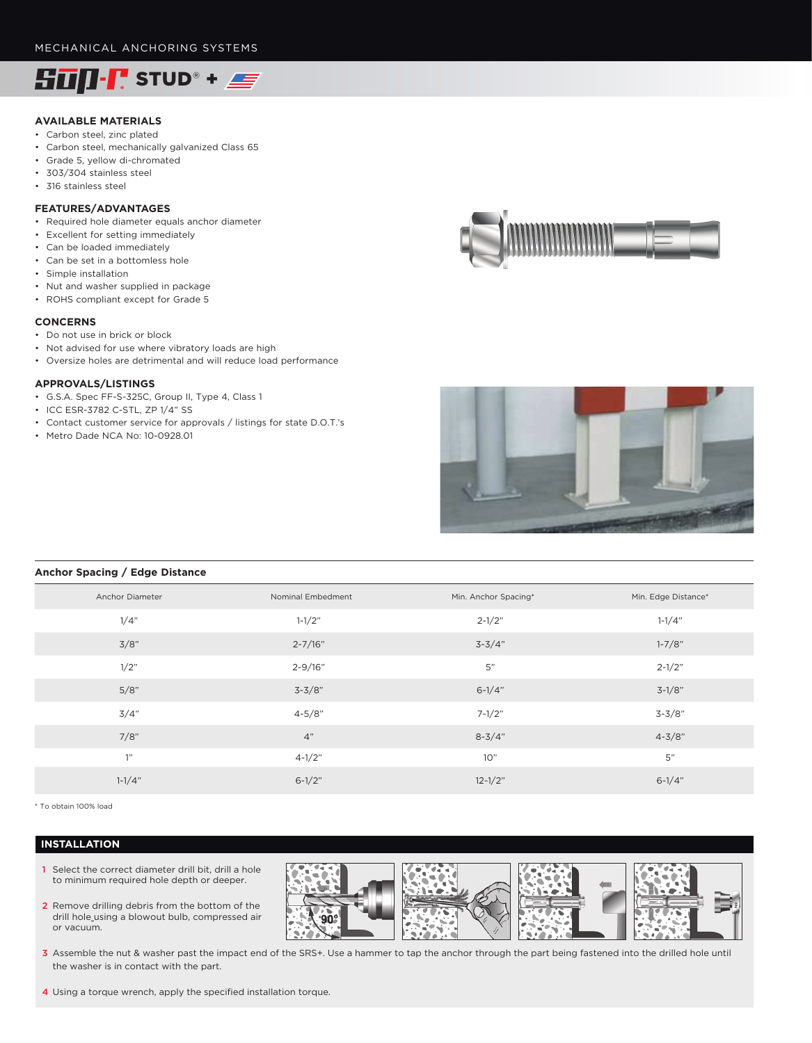MECHANICAL ANCHORING SYSTEMS

# SUP-R STUD® +

## AVAILABLE MATERIALS

- Carbon steel, zinc plated
- Carbon steel, mechanically galvanized Class 65
- Grade 5, yellow di-chromated
- 303/304 stainless steel
- 316 stainless steel

## FEATURES/ADVANTAGES

- Required hole diameter equals anchor diameter
- Excellent for setting immediately
- Can be loaded immediately
- Can be set in a bottomless hole
- Simple installation
- Nut and washer supplied in package
- ROHS compliant except for Grade 5

## CONCERNS

- Do not use in brick or block
- Not advised for use where vibratory loads are high
- Oversize holes are detrimental and will reduce load performance

## APPROVALS/LISTINGS

- G.S.A. Spec FF-S-325C, Group II, Type 4, Class 1
- ICC ESR-3782 C-STL, ZP 1/4" SS
- Contact customer service for approvals / listings for state D.O.T.'s
- Metro Dade NCA No: 10-0928.01

## Anchor Spacing / Edge Distance

| Anchor Diameter | Nominal Embedment | Min. Anchor Spacing* | Min. Edge Distance* |
|---|---|---|---|
| 1/4" | 1-1/2" | 2-1/2" | 1-1/4" |
| 3/8" | 2-7/16" | 3-3/4" | 1-7/8" |
| 1/2" | 2-9/16" | 5" | 2-1/2" |
| 5/8" | 3-3/8" | 6-1/4" | 3-1/8" |
| 3/4" | 4-5/8" | 7-1/2" | 3-3/8" |
| 7/8" | 4" | 8-3/4" | 4-3/8" |
| 1" | 4-1/2" | 10" | 5" |
| 1-1/4" | 6-1/2" | 12-1/2" | 6-1/4" |

\* To obtain 100% load

## INSTALLATION

1. Select the correct diameter drill bit, drill a hole to minimum required hole depth or deeper.
2. Remove drilling debris from the bottom of the drill hole using a blowout bulb, compressed air or vacuum.
3. Assemble the nut & washer past the impact end of the SRS+. Use a hammer to tap the anchor through the part being fastened into the drilled hole until the washer is in contact with the part.
4. Using a torque wrench, apply the specified installation torque.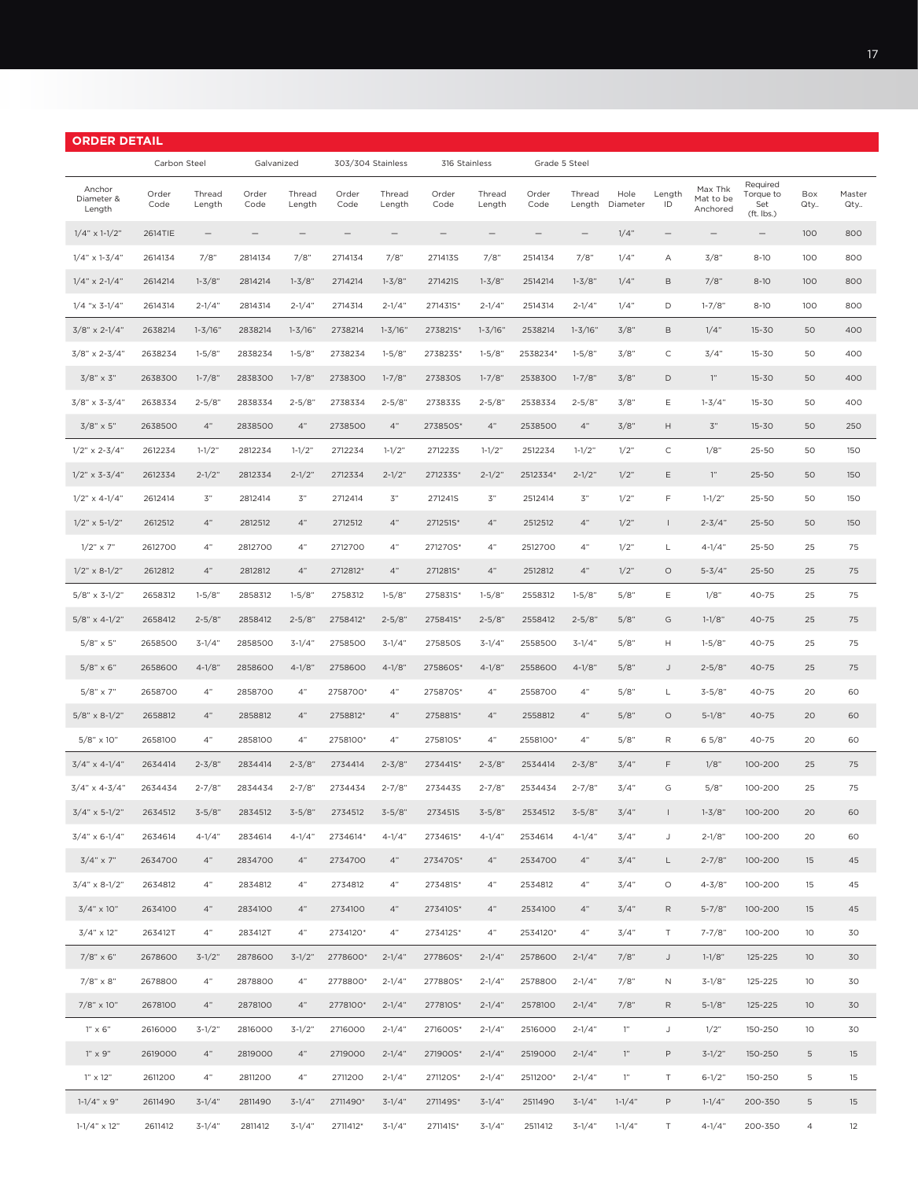## ORDER DETAIL

| Anchor Diameter & Length | Carbon Steel | | Galvanized | | 303/304 Stainless | | 316 Stainless | | Grade 5 Steel | | Hole Diameter | Length ID | Max Thk Mat to be Anchored | Required Torque to Set (ft. lbs.) | Box Qty.. | Master Qty.. |
|---|---|---|---|---|---|---|---|---|---|---|---|---|---|---|---|---|
| | Order Code | Thread Length | Order Code | Thread Length | Order Code | Thread Length | Order Code | Thread Length | Order Code | Thread Length | | | | | | |
| 1/4" x 1-1/2" | 2614TIE | – | – | – | – | – | – | – | – | – | 1/4" | – | – | – | 100 | 800 |
| 1/4" x 1-3/4" | 2614134 | 7/8" | 2814134 | 7/8" | 2714134 | 7/8" | 271413S | 7/8" | 2514134 | 7/8" | 1/4" | A | 3/8" | 8-10 | 100 | 800 |
| 1/4" x 2-1/4" | 2614214 | 1-3/8" | 2814214 | 1-3/8" | 2714214 | 1-3/8" | 271421S | 1-3/8" | 2514214 | 1-3/8" | 1/4" | B | 7/8" | 8-10 | 100 | 800 |
| 1/4 "x 3-1/4" | 2614314 | 2-1/4" | 2814314 | 2-1/4" | 2714314 | 2-1/4" | 271431S* | 2-1/4" | 2514314 | 2-1/4" | 1/4" | D | 1-7/8" | 8-10 | 100 | 800 |
| 3/8" x 2-1/4" | 2638214 | 1-3/16" | 2838214 | 1-3/16" | 2738214 | 1-3/16" | 273821S* | 1-3/16" | 2538214 | 1-3/16" | 3/8" | B | 1/4" | 15-30 | 50 | 400 |
| 3/8" x 2-3/4" | 2638234 | 1-5/8" | 2838234 | 1-5/8" | 2738234 | 1-5/8" | 273823S* | 1-5/8" | 2538234* | 1-5/8" | 3/8" | C | 3/4" | 15-30 | 50 | 400 |
| 3/8" x 3" | 2638300 | 1-7/8" | 2838300 | 1-7/8" | 2738300 | 1-7/8" | 273830S | 1-7/8" | 2538300 | 1-7/8" | 3/8" | D | 1" | 15-30 | 50 | 400 |
| 3/8" x 3-3/4" | 2638334 | 2-5/8" | 2838334 | 2-5/8" | 2738334 | 2-5/8" | 273833S | 2-5/8" | 2538334 | 2-5/8" | 3/8" | E | 1-3/4" | 15-30 | 50 | 400 |
| 3/8" x 5" | 2638500 | 4" | 2838500 | 4" | 2738500 | 4" | 273850S* | 4" | 2538500 | 4" | 3/8" | H | 3" | 15-30 | 50 | 250 |
| 1/2" x 2-3/4" | 2612234 | 1-1/2" | 2812234 | 1-1/2" | 2712234 | 1-1/2" | 271223S | 1-1/2" | 2512234 | 1-1/2" | 1/2" | C | 1/8" | 25-50 | 50 | 150 |
| 1/2" x 3-3/4" | 2612334 | 2-1/2" | 2812334 | 2-1/2" | 2712334 | 2-1/2" | 271233S* | 2-1/2" | 2512334* | 2-1/2" | 1/2" | E | 1" | 25-50 | 50 | 150 |
| 1/2" x 4-1/4" | 2612414 | 3" | 2812414 | 3" | 2712414 | 3" | 271241S | 3" | 2512414 | 3" | 1/2" | F | 1-1/2" | 25-50 | 50 | 150 |
| 1/2" x 5-1/2" | 2612512 | 4" | 2812512 | 4" | 2712512 | 4" | 271251S* | 4" | 2512512 | 4" | 1/2" | I | 2-3/4" | 25-50 | 50 | 150 |
| 1/2" x 7" | 2612700 | 4" | 2812700 | 4" | 2712700 | 4" | 271270S* | 4" | 2512700 | 4" | 1/2" | L | 4-1/4" | 25-50 | 25 | 75 |
| 1/2" x 8-1/2" | 2612812 | 4" | 2812812 | 4" | 2712812* | 4" | 271281S* | 4" | 2512812 | 4" | 1/2" | O | 5-3/4" | 25-50 | 25 | 75 |
| 5/8" x 3-1/2" | 2658312 | 1-5/8" | 2858312 | 1-5/8" | 2758312 | 1-5/8" | 275831S* | 1-5/8" | 2558312 | 1-5/8" | 5/8" | E | 1/8" | 40-75 | 25 | 75 |
| 5/8" x 4-1/2" | 2658412 | 2-5/8" | 2858412 | 2-5/8" | 2758412* | 2-5/8" | 275841S* | 2-5/8" | 2558412 | 2-5/8" | 5/8" | G | 1-1/8" | 40-75 | 25 | 75 |
| 5/8" x 5" | 2658500 | 3-1/4" | 2858500 | 3-1/4" | 2758500 | 3-1/4" | 275850S | 3-1/4" | 2558500 | 3-1/4" | 5/8" | H | 1-5/8" | 40-75 | 25 | 75 |
| 5/8" x 6" | 2658600 | 4-1/8" | 2858600 | 4-1/8" | 2758600 | 4-1/8" | 275860S* | 4-1/8" | 2558600 | 4-1/8" | 5/8" | J | 2-5/8" | 40-75 | 25 | 75 |
| 5/8" x 7" | 2658700 | 4" | 2858700 | 4" | 2758700* | 4" | 275870S* | 4" | 2558700 | 4" | 5/8" | L | 3-5/8" | 40-75 | 20 | 60 |
| 5/8" x 8-1/2" | 2658812 | 4" | 2858812 | 4" | 2758812* | 4" | 275881S* | 4" | 2558812 | 4" | 5/8" | O | 5-1/8" | 40-75 | 20 | 60 |
| 5/8" x 10" | 2658100 | 4" | 2858100 | 4" | 2758100* | 4" | 275810S* | 4" | 2558100* | 4" | 5/8" | R | 6 5/8" | 40-75 | 20 | 60 |
| 3/4" x 4-1/4" | 2634414 | 2-3/8" | 2834414 | 2-3/8" | 2734414 | 2-3/8" | 273441S* | 2-3/8" | 2534414 | 2-3/8" | 3/4" | F | 1/8" | 100-200 | 25 | 75 |
| 3/4" x 4-3/4" | 2634434 | 2-7/8" | 2834434 | 2-7/8" | 2734434 | 2-7/8" | 273443S | 2-7/8" | 2534434 | 2-7/8" | 3/4" | G | 5/8" | 100-200 | 25 | 75 |
| 3/4" x 5-1/2" | 2634512 | 3-5/8" | 2834512 | 3-5/8" | 2734512 | 3-5/8" | 273451S | 3-5/8" | 2534512 | 3-5/8" | 3/4" | I | 1-3/8" | 100-200 | 20 | 60 |
| 3/4" x 6-1/4" | 2634614 | 4-1/4" | 2834614 | 4-1/4" | 2734614* | 4-1/4" | 273461S* | 4-1/4" | 2534614 | 4-1/4" | 3/4" | J | 2-1/8" | 100-200 | 20 | 60 |
| 3/4" x 7" | 2634700 | 4" | 2834700 | 4" | 2734700 | 4" | 273470S* | 4" | 2534700 | 4" | 3/4" | L | 2-7/8" | 100-200 | 15 | 45 |
| 3/4" x 8-1/2" | 2634812 | 4" | 2834812 | 4" | 2734812 | 4" | 273481S* | 4" | 2534812 | 4" | 3/4" | O | 4-3/8" | 100-200 | 15 | 45 |
| 3/4" x 10" | 2634100 | 4" | 2834100 | 4" | 2734100 | 4" | 273410S* | 4" | 2534100 | 4" | 3/4" | R | 5-7/8" | 100-200 | 15 | 45 |
| 3/4" x 12" | 263412T | 4" | 283412T | 4" | 2734120* | 4" | 273412S* | 4" | 2534120* | 4" | 3/4" | T | 7-7/8" | 100-200 | 10 | 30 |
| 7/8" x 6" | 2678600 | 3-1/2" | 2878600 | 3-1/2" | 2778600* | 2-1/4" | 277860S* | 2-1/4" | 2578600 | 2-1/4" | 7/8" | J | 1-1/8" | 125-225 | 10 | 30 |
| 7/8" x 8" | 2678800 | 4" | 2878800 | 4" | 2778800* | 2-1/4" | 277880S* | 2-1/4" | 2578800 | 2-1/4" | 7/8" | N | 3-1/8" | 125-225 | 10 | 30 |
| 7/8" x 10" | 2678100 | 4" | 2878100 | 4" | 2778100* | 2-1/4" | 277810S* | 2-1/4" | 2578100 | 2-1/4" | 7/8" | R | 5-1/8" | 125-225 | 10 | 30 |
| 1" x 6" | 2616000 | 3-1/2" | 2816000 | 3-1/2" | 2716000 | 2-1/4" | 271600S* | 2-1/4" | 2516000 | 2-1/4" | 1" | J | 1/2" | 150-250 | 10 | 30 |
| 1" x 9" | 2619000 | 4" | 2819000 | 4" | 2719000 | 2-1/4" | 271900S* | 2-1/4" | 2519000 | 2-1/4" | 1" | P | 3-1/2" | 150-250 | 5 | 15 |
| 1" x 12" | 2611200 | 4" | 2811200 | 4" | 2711200 | 2-1/4" | 271120S* | 2-1/4" | 2511200* | 2-1/4" | 1" | T | 6-1/2" | 150-250 | 5 | 15 |
| 1-1/4" x 9" | 2611490 | 3-1/4" | 2811490 | 3-1/4" | 2711490* | 3-1/4" | 271149S* | 3-1/4" | 2511490 | 3-1/4" | 1-1/4" | P | 1-1/4" | 200-350 | 5 | 15 |
| 1-1/4" x 12" | 2611412 | 3-1/4" | 2811412 | 3-1/4" | 2711412* | 3-1/4" | 271141S* | 3-1/4" | 2511412 | 3-1/4" | 1-1/4" | T | 4-1/4" | 200-350 | 4 | 12 |